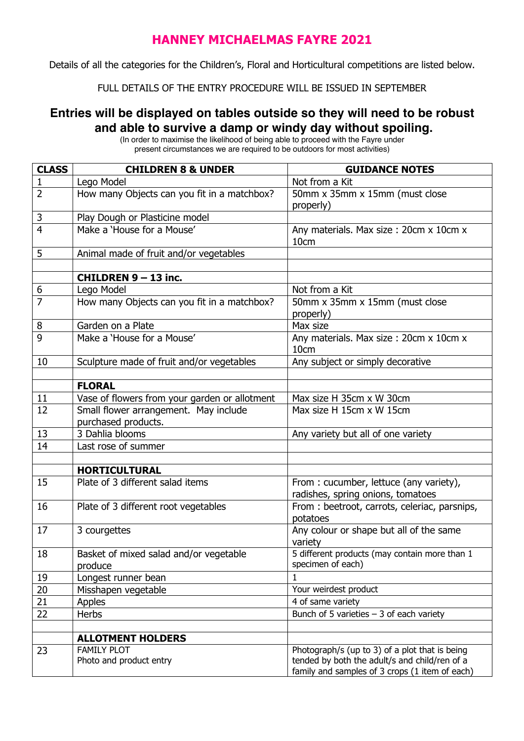# HANNEY MICHAELMAS FAYRE 2021

Details of all the categories for the Children's, Floral and Horticultural competitions are listed below.

FULL DETAILS OF THE ENTRY PROCEDURE WILL BE ISSUED IN SEPTEMBER

## Entries will be displayed on tables outside so they will need to be robust and able to survive a damp or windy day without spoiling.

(In order to maximise the likelihood of being able to proceed with the Fayre under present circumstances we are required to be outdoors for most activities)

| CLASS | CHILDREN 8 & UNDER | GUIDANCE NOTES |
|---|---|---|
| 1 | Lego Model | Not from a Kit |
| 2 | How many Objects can you fit in a matchbox? | 50mm x 35mm x 15mm (must close properly) |
| 3 | Play Dough or Plasticine model | |
| 4 | Make a 'House for a Mouse' | Any materials. Max size : 20cm x 10cm x 10cm |
| 5 | Animal made of fruit and/or vegetables | |
| | | |
| | **CHILDREN 9 – 13 inc.** | |
| 6 | Lego Model | Not from a Kit |
| 7 | How many Objects can you fit in a matchbox? | 50mm x 35mm x 15mm (must close properly) |
| 8 | Garden on a Plate | Max size |
| 9 | Make a 'House for a Mouse' | Any materials. Max size : 20cm x 10cm x 10cm |
| 10 | Sculpture made of fruit and/or vegetables | Any subject or simply decorative |
| | | |
| | **FLORAL** | |
| 11 | Vase of flowers from your garden or allotment | Max size H 35cm x W 30cm |
| 12 | Small flower arrangement. May include purchased products. | Max size H 15cm x W 15cm |
| 13 | 3 Dahlia blooms | Any variety but all of one variety |
| 14 | Last rose of summer | |
| | | |
| | **HORTICULTURAL** | |
| 15 | Plate of 3 different salad items | From : cucumber, lettuce (any variety), radishes, spring onions, tomatoes |
| 16 | Plate of 3 different root vegetables | From : beetroot, carrots, celeriac, parsnips, potatoes |
| 17 | 3 courgettes | Any colour or shape but all of the same variety |
| 18 | Basket of mixed salad and/or vegetable produce | 5 different products (may contain more than 1 specimen of each) |
| 19 | Longest runner bean | 1 |
| 20 | Misshapen vegetable | Your weirdest product |
| 21 | Apples | 4 of same variety |
| 22 | Herbs | Bunch of 5 varieties – 3 of each variety |
| | | |
| | **ALLOTMENT HOLDERS** | |
| 23 | FAMILY PLOT<br>Photo and product entry | Photograph/s (up to 3) of a plot that is being tended by both the adult/s and child/ren of a family and samples of 3 crops (1 item of each) |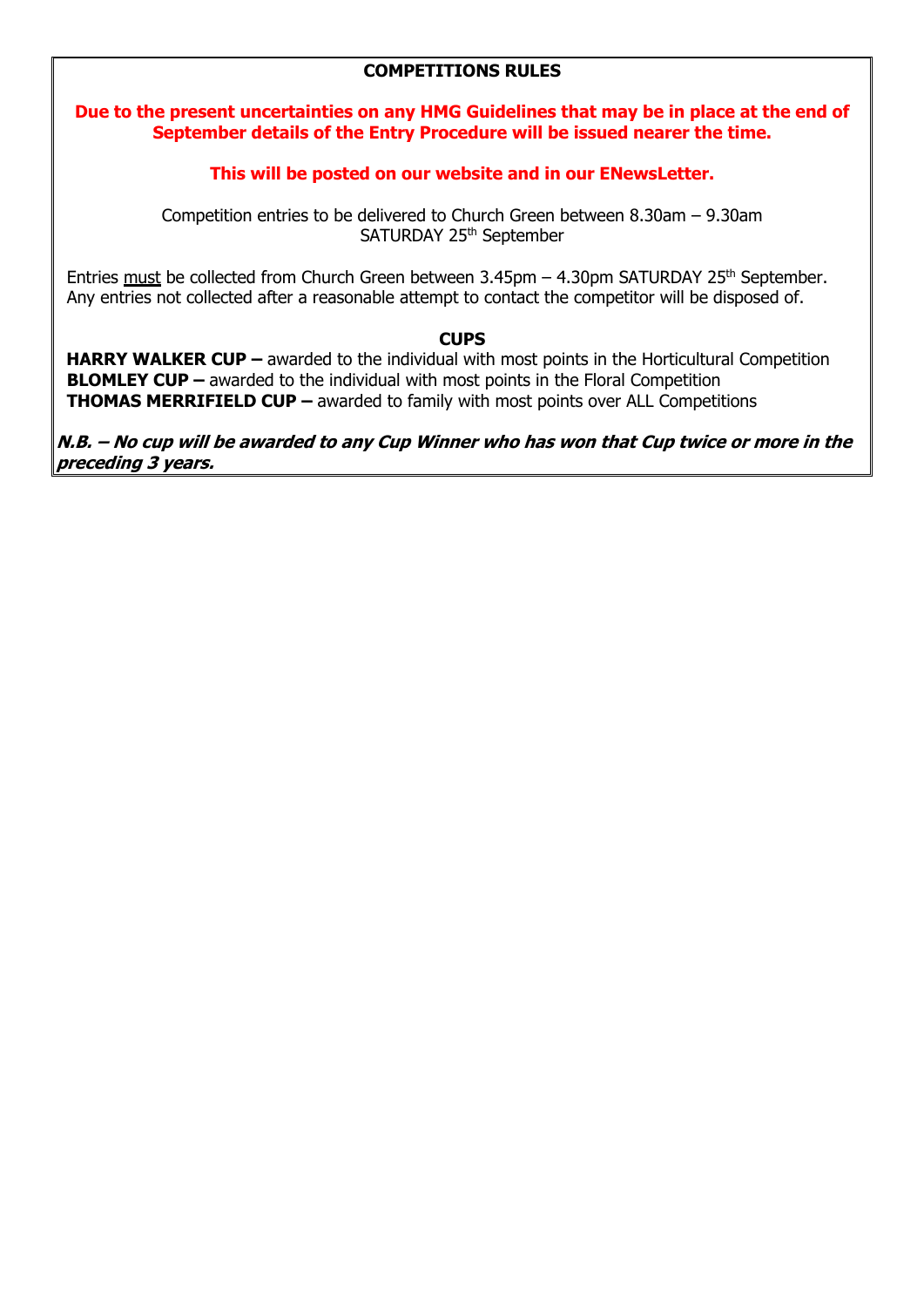## COMPETITIONS RULES

**Due to the present uncertainties on any HMG Guidelines that may be in place at the end of September details of the Entry Procedure will be issued nearer the time.**

**This will be posted on our website and in our ENewsLetter.**

Competition entries to be delivered to Church Green between 8.30am – 9.30am SATURDAY 25th September

Entries must be collected from Church Green between 3.45pm – 4.30pm SATURDAY 25th September. Any entries not collected after a reasonable attempt to contact the competitor will be disposed of.

### CUPS

**HARRY WALKER CUP –** awarded to the individual with most points in the Horticultural Competition
**BLOMLEY CUP –** awarded to the individual with most points in the Floral Competition
**THOMAS MERRIFIELD CUP –** awarded to family with most points over ALL Competitions

***N.B. – No cup will be awarded to any Cup Winner who has won that Cup twice or more in the preceding 3 years.***